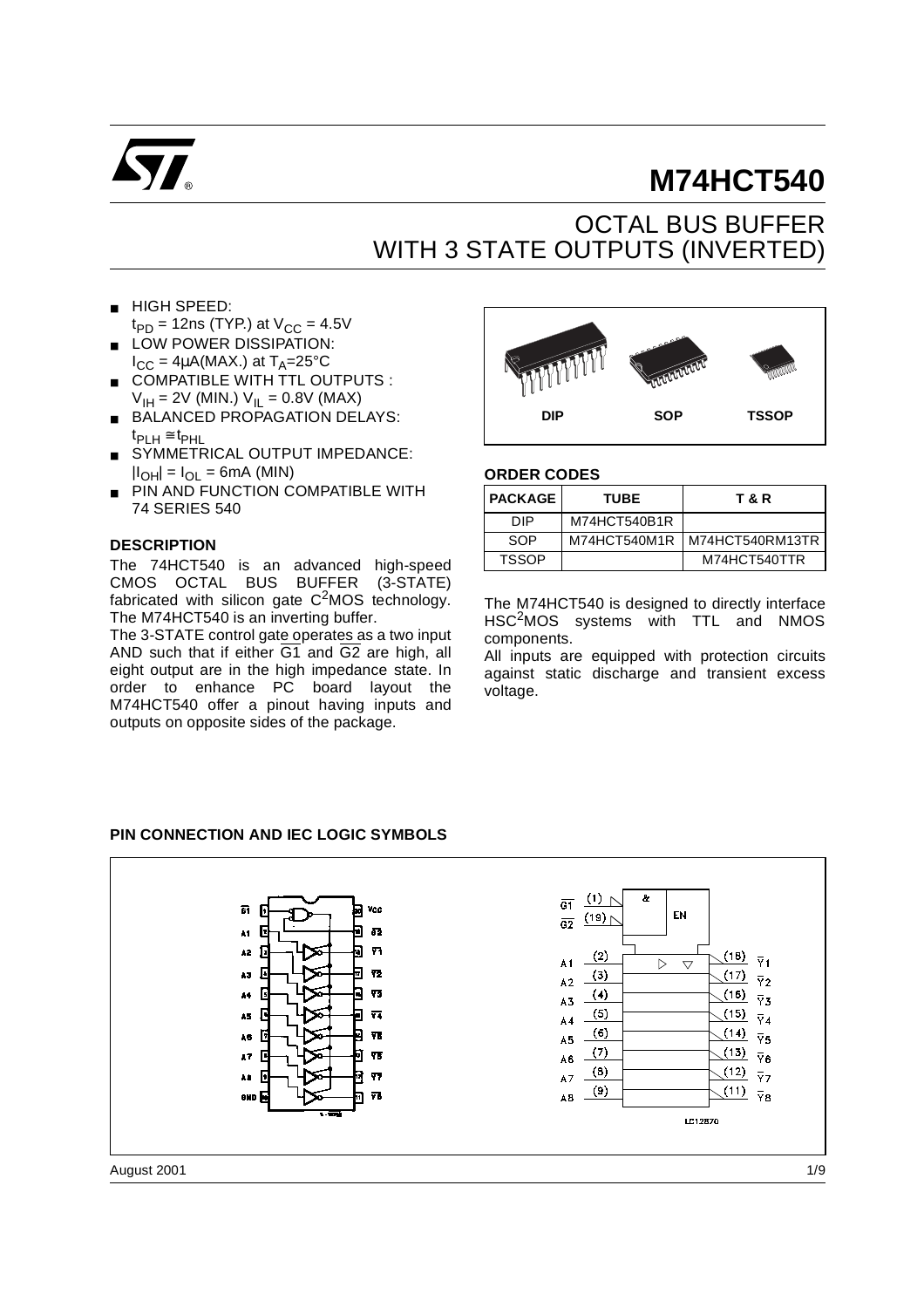# M74HCT540

## OCTAL BUS BUFFER WITH 3 STATE OUTPUTS (INVERTED)

- HIGH SPEED: $t_{PD}$ = 12ns (TYP.) at $V_{CC}$ = 4.5V
- LOW POWER DISSIPATION: $I_{CC}$ = 4µA(MAX.) at $T_A$=25°C
- COMPATIBLE WITH TTL OUTPUTS : $V_{IH}$ = 2V (MIN.) $V_{IL}$ = 0.8V (MAX)
- BALANCED PROPAGATION DELAYS: $t_{PLH} \cong t_{PHL}$
- SYMMETRICAL OUTPUT IMPEDANCE: $|I_{OH}| = I_{OL}$ = 6mA (MIN)
- PIN AND FUNCTION COMPATIBLE WITH 74 SERIES 540

DIP SOP TSSOP

### ORDER CODES

| PACKAGE | TUBE | T & R |
|---|---|---|
| DIP | M74HCT540B1R | |
| SOP | M74HCT540M1R | M74HCT540RM13TR |
| TSSOP | | M74HCT540TTR |

### DESCRIPTION

The 74HCT540 is an advanced high-speed CMOS OCTAL BUS BUFFER (3-STATE) fabricated with silicon gate $C^2MOS$ technology. The M74HCT540 is an inverting buffer.

The 3-STATE control gate operates as a two input AND such that if either $\overline{G1}$ and $\overline{G2}$ are high, all eight output are in the high impedance state. In order to enhance PC board layout the M74HCT540 offer a pinout having inputs and outputs on opposite sides of the package.

The M74HCT540 is designed to directly interface $HSC^2MOS$ systems with TTL and NMOS components.

All inputs are equipped with protection circuits against static discharge and transient excess voltage.

### PIN CONNECTION AND IEC LOGIC SYMBOLS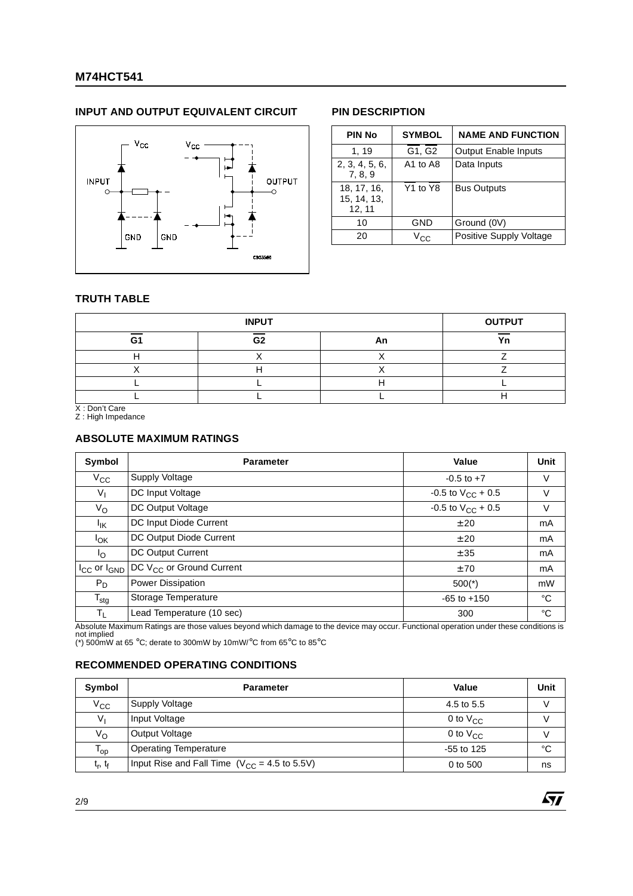## INPUT AND OUTPUT EQUIVALENT CIRCUIT

## PIN DESCRIPTION

| PIN No | SYMBOL | NAME AND FUNCTION |
|---|---|---|
| 1, 19 | $\overline{G1}$, $\overline{G2}$ | Output Enable Inputs |
| 2, 3, 4, 5, 6, 7, 8, 9 | A1 to A8 | Data Inputs |
| 18, 17, 16, 15, 14, 13, 12, 11 | $\overline{Y1}$ to $\overline{Y8}$ | Bus Outputs |
| 10 | GND | Ground (0V) |
| 20 | $V_{CC}$ | Positive Supply Voltage |

## TRUTH TABLE

| INPUT | | | OUTPUT |
|---|---|---|---|
| $\overline{G1}$ | $\overline{G2}$ | An | $\overline{Yn}$ |
| H | X | X | Z |
| X | H | X | Z |
| L | L | H | L |
| L | L | L | H |

X : Don't Care
Z : High Impedance

## ABSOLUTE MAXIMUM RATINGS

| Symbol | Parameter | Value | Unit |
|---|---|---|---|
| $V_{CC}$ | Supply Voltage | -0.5 to +7 | V |
| $V_I$ | DC Input Voltage | -0.5 to $V_{CC}$ + 0.5 | V |
| $V_O$ | DC Output Voltage | -0.5 to $V_{CC}$ + 0.5 | V |
| $I_{IK}$ | DC Input Diode Current | ± 20 | mA |
| $I_{OK}$ | DC Output Diode Current | ± 20 | mA |
| $I_O$ | DC Output Current | ± 35 | mA |
| $I_{CC}$ or $I_{GND}$ | DC $V_{CC}$ or Ground Current | ± 70 | mA |
| $P_D$ | Power Dissipation | 500(*) | mW |
| $T_{stg}$ | Storage Temperature | -65 to +150 | °C |
| $T_L$ | Lead Temperature (10 sec) | 300 | °C |

Absolute Maximum Ratings are those values beyond which damage to the device may occur. Functional operation under these conditions is not implied
(*) 500mW at 65 °C; derate to 300mW by 10mW/°C from 65°C to 85°C

## RECOMMENDED OPERATING CONDITIONS

| Symbol | Parameter | Value | Unit |
|---|---|---|---|
| $V_{CC}$ | Supply Voltage | 4.5 to 5.5 | V |
| $V_I$ | Input Voltage | 0 to $V_{CC}$ | V |
| $V_O$ | Output Voltage | 0 to $V_{CC}$ | V |
| $T_{op}$ | Operating Temperature | -55 to 125 | °C |
| $t_r$, $t_f$ | Input Rise and Fall Time ($V_{CC}$ = 4.5 to 5.5V) | 0 to 500 | ns |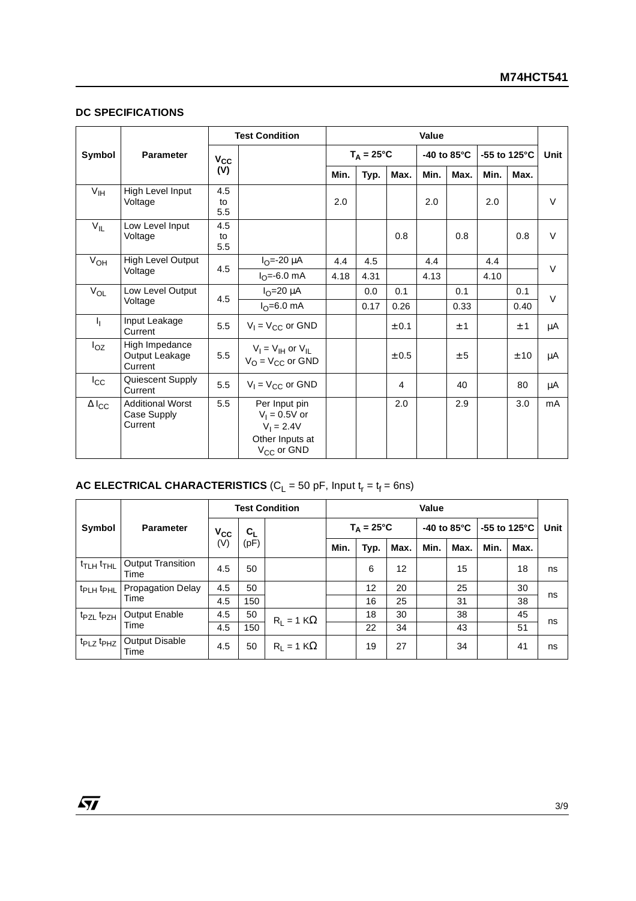## DC SPECIFICATIONS

| Symbol | Parameter | Test Condition | | Value | | | | | | | Unit |
|---|---|---|---|---|---|---|---|---|---|---|---|
| | | $V_{CC}$ (V) | | $T_A = 25°C$ | | | -40 to 85°C | | -55 to 125°C | | |
| | | | | Min. | Typ. | Max. | Min. | Max. | Min. | Max. | |
| $V_{IH}$ | High Level Input Voltage | 4.5 to 5.5 | | 2.0 | | | 2.0 | | 2.0 | | V |
| $V_{IL}$ | Low Level Input Voltage | 4.5 to 5.5 | | | | 0.8 | | 0.8 | | 0.8 | V |
| $V_{OH}$ | High Level Output Voltage | 4.5 | $I_O$=-20 µA | 4.4 | 4.5 | | 4.4 | | 4.4 | | V |
| | | | $I_O$=-6.0 mA | 4.18 | 4.31 | | 4.13 | | 4.10 | | |
| $V_{OL}$ | Low Level Output Voltage | 4.5 | $I_O$=20 µA | | 0.0 | 0.1 | | 0.1 | | 0.1 | V |
| | | | $I_O$=6.0 mA | | 0.17 | 0.26 | | 0.33 | | 0.40 | |
| $I_I$ | Input Leakage Current | 5.5 | $V_I = V_{CC}$ or GND | | | ±0.1 | | ±1 | | ±1 | µA |
| $I_{OZ}$ | High Impedance Output Leakage Current | 5.5 | $V_I = V_{IH}$ or $V_{IL}$ $V_O = V_{CC}$ or GND | | | ±0.5 | | ±5 | | ±10 | µA |
| $I_{CC}$ | Quiescent Supply Current | 5.5 | $V_I = V_{CC}$ or GND | | | 4 | | 40 | | 80 | µA |
| $\Delta I_{CC}$ | Additional Worst Case Supply Current | 5.5 | Per Input pin $V_I$ = 0.5V or $V_I$ = 2.4V Other Inputs at $V_{CC}$ or GND | | | 2.0 | | 2.9 | | 3.0 | mA |

## AC ELECTRICAL CHARACTERISTICS ($C_L$ = 50 pF, Input $t_r = t_f$ = 6ns)

| Symbol | Parameter | Test Condition | | | Value | | | | | | | Unit |
|---|---|---|---|---|---|---|---|---|---|---|---|---|
| | | $V_{CC}$ (V) | $C_L$ (pF) | | $T_A = 25°C$ | | | -40 to 85°C | | -55 to 125°C | | |
| | | | | | Min. | Typ. | Max. | Min. | Max. | Min. | Max. | |
| $t_{TLH}$ $t_{THL}$ | Output Transition Time | 4.5 | 50 | | | 6 | 12 | | 15 | | 18 | ns |
| $t_{PLH}$ $t_{PHL}$ | Propagation Delay Time | 4.5 | 50 | | | 12 | 20 | | 25 | | 30 | ns |
| | | 4.5 | 150 | | | 16 | 25 | | 31 | | 38 | |
| $t_{PZL}$ $t_{PZH}$ | Output Enable Time | 4.5 | 50 | $R_L$ = 1 KΩ | | 18 | 30 | | 38 | | 45 | ns |
| | | 4.5 | 150 | | | 22 | 34 | | 43 | | 51 | |
| $t_{PLZ}$ $t_{PHZ}$ | Output Disable Time | 4.5 | 50 | $R_L$ = 1 KΩ | | 19 | 27 | | 34 | | 41 | ns |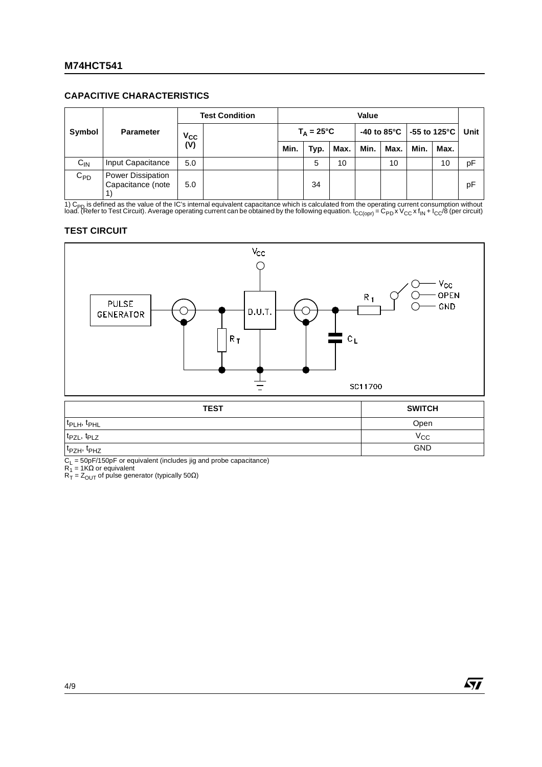## CAPACITIVE CHARACTERISTICS

| Symbol | Parameter | Test Condition | | Value | | | | | | | Unit |
|---|---|---|---|---|---|---|---|---|---|---|---|
| | | $V_{CC}$ (V) | | $T_A = 25°C$ | | | -40 to 85°C | | -55 to 125°C | | |
| | | | | Min. | Typ. | Max. | Min. | Max. | Min. | Max. | |
| $C_{IN}$ | Input Capacitance | 5.0 | | | 5 | 10 | | 10 | | 10 | pF |
| $C_{PD}$ | Power Dissipation Capacitance (note 1) | 5.0 | | | 34 | | | | | | pF |

1) $C_{PD}$ is defined as the value of the IC's internal equivalent capacitance which is calculated from the operating current consumption without load. (Refer to Test Circuit). Average operating current can be obtained by the following equation. $I_{CC(opr)} = C_{PD} \times V_{CC} \times f_{IN} + I_{CC}/8$ (per circuit)

## TEST CIRCUIT

| TEST | SWITCH |
|---|---|
| $t_{PLH}$, $t_{PHL}$ | Open |
| $t_{PZL}$, $t_{PLZ}$ | $V_{CC}$ |
| $t_{PZH}$, $t_{PHZ}$ | GND |

$C_L$ = 50pF/150pF or equivalent (includes jig and probe capacitance)
$R_1$ = 1KΩ or equivalent
$R_T$ = $Z_{OUT}$ of pulse generator (typically 50Ω)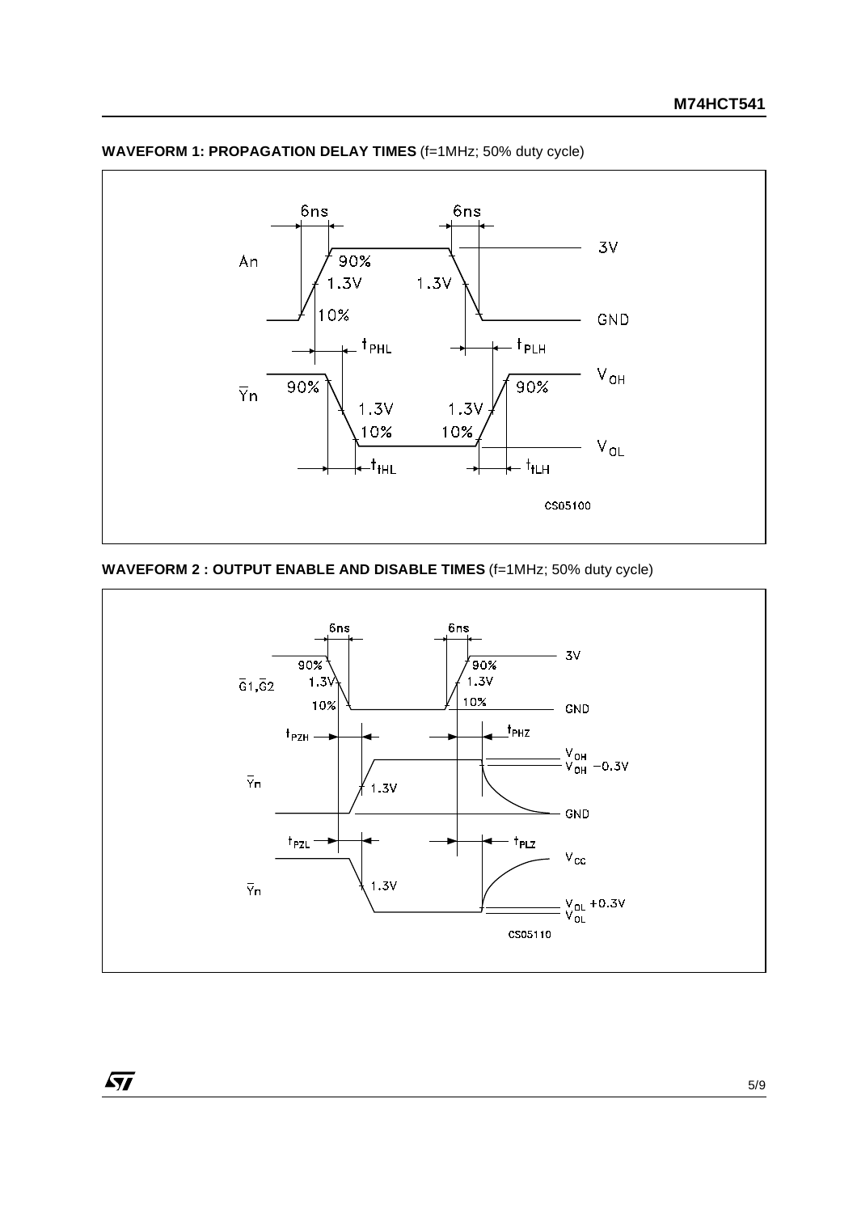**WAVEFORM 1: PROPAGATION DELAY TIMES** (f=1MHz; 50% duty cycle)

**WAVEFORM 2 : OUTPUT ENABLE AND DISABLE TIMES** (f=1MHz; 50% duty cycle)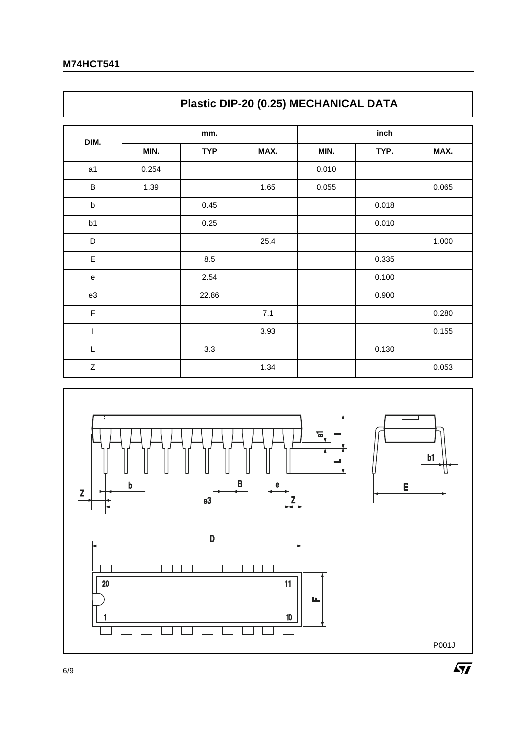## Plastic DIP-20 (0.25) MECHANICAL DATA

| DIM. | mm. | | | inch | | |
|---|---|---|---|---|---|---|
| | MIN. | TYP | MAX. | MIN. | TYP. | MAX. |
| a1 | 0.254 | | | 0.010 | | |
| B | 1.39 | | 1.65 | 0.055 | | 0.065 |
| b | | 0.45 | | | 0.018 | |
| b1 | | 0.25 | | | 0.010 | |
| D | | | 25.4 | | | 1.000 |
| E | | 8.5 | | | 0.335 | |
| e | | 2.54 | | | 0.100 | |
| e3 | | 22.86 | | | 0.900 | |
| F | | | 7.1 | | | 0.280 |
| I | | | 3.93 | | | 0.155 |
| L | | 3.3 | | | 0.130 | |
| Z | | | 1.34 | | | 0.053 |

P001J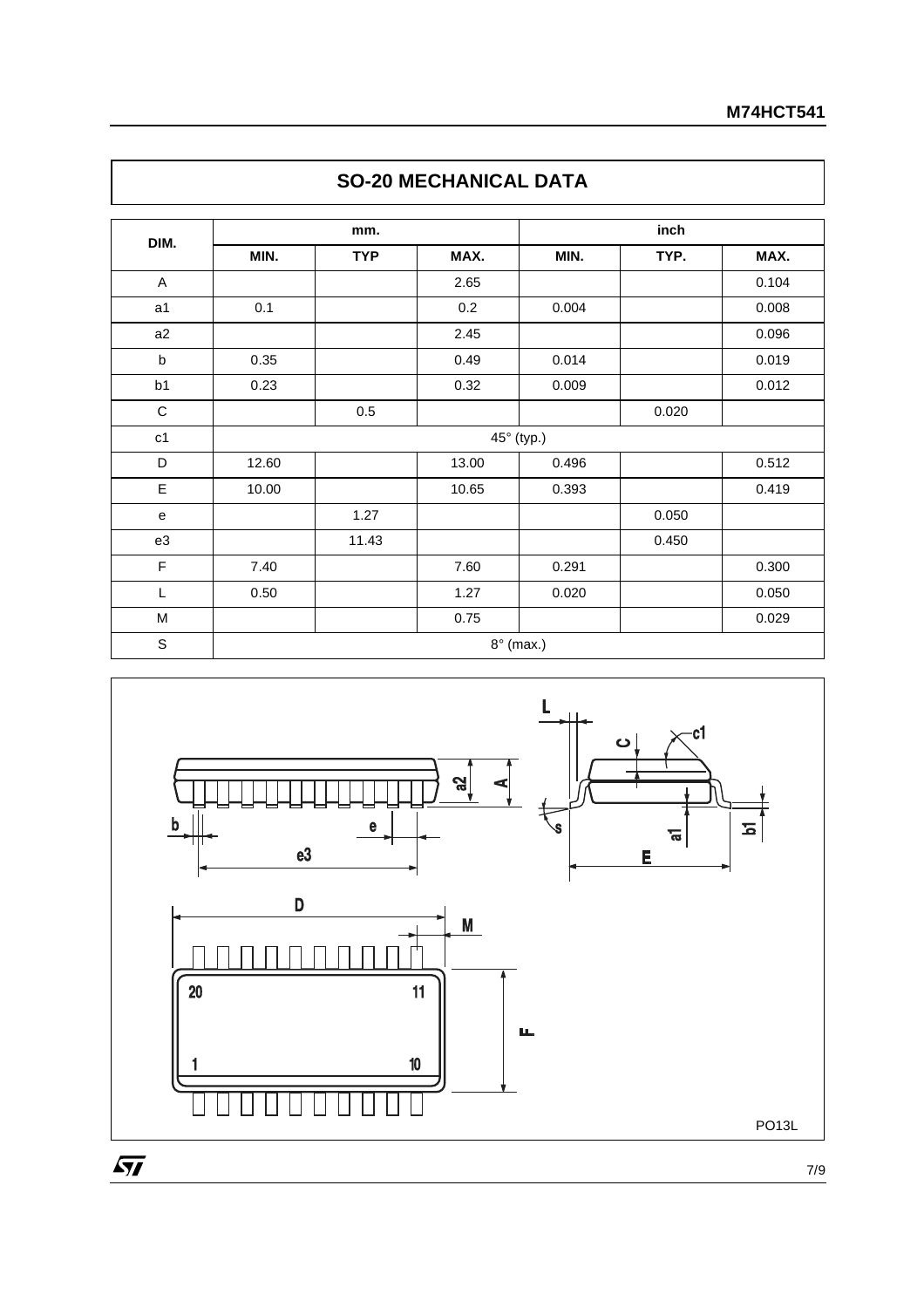## SO-20 MECHANICAL DATA

| DIM. | mm. | | | inch | | |
|---|---|---|---|---|---|---|
| | MIN. | TYP | MAX. | MIN. | TYP. | MAX. |
| A | | | 2.65 | | | 0.104 |
| a1 | 0.1 | | 0.2 | 0.004 | | 0.008 |
| a2 | | | 2.45 | | | 0.096 |
| b | 0.35 | | 0.49 | 0.014 | | 0.019 |
| b1 | 0.23 | | 0.32 | 0.009 | | 0.012 |
| C | | 0.5 | | | 0.020 | |
| c1 | 45° (typ.) | | | | | |
| D | 12.60 | | 13.00 | 0.496 | | 0.512 |
| E | 10.00 | | 10.65 | 0.393 | | 0.419 |
| e | | 1.27 | | | 0.050 | |
| e3 | | 11.43 | | | 0.450 | |
| F | 7.40 | | 7.60 | 0.291 | | 0.300 |
| L | 0.50 | | 1.27 | 0.020 | | 0.050 |
| M | | | 0.75 | | | 0.029 |
| S | 8° (max.) | | | | | |

PO13L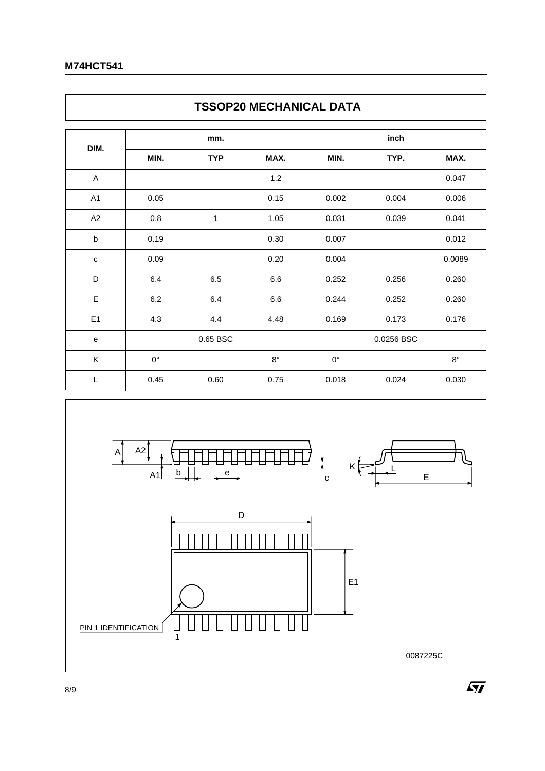## TSSOP20 MECHANICAL DATA

| DIM. | mm. | | | inch | | |
|---|---|---|---|---|---|---|
| | MIN. | TYP | MAX. | MIN. | TYP. | MAX. |
| A | | | 1.2 | | | 0.047 |
| A1 | 0.05 | | 0.15 | 0.002 | 0.004 | 0.006 |
| A2 | 0.8 | 1 | 1.05 | 0.031 | 0.039 | 0.041 |
| b | 0.19 | | 0.30 | 0.007 | | 0.012 |
| c | 0.09 | | 0.20 | 0.004 | | 0.0089 |
| D | 6.4 | 6.5 | 6.6 | 0.252 | 0.256 | 0.260 |
| E | 6.2 | 6.4 | 6.6 | 0.244 | 0.252 | 0.260 |
| E1 | 4.3 | 4.4 | 4.48 | 0.169 | 0.173 | 0.176 |
| e | | 0.65 BSC | | | 0.0256 BSC | |
| K | 0° | | 8° | 0° | | 8° |
| L | 0.45 | 0.60 | 0.75 | 0.018 | 0.024 | 0.030 |

0087225C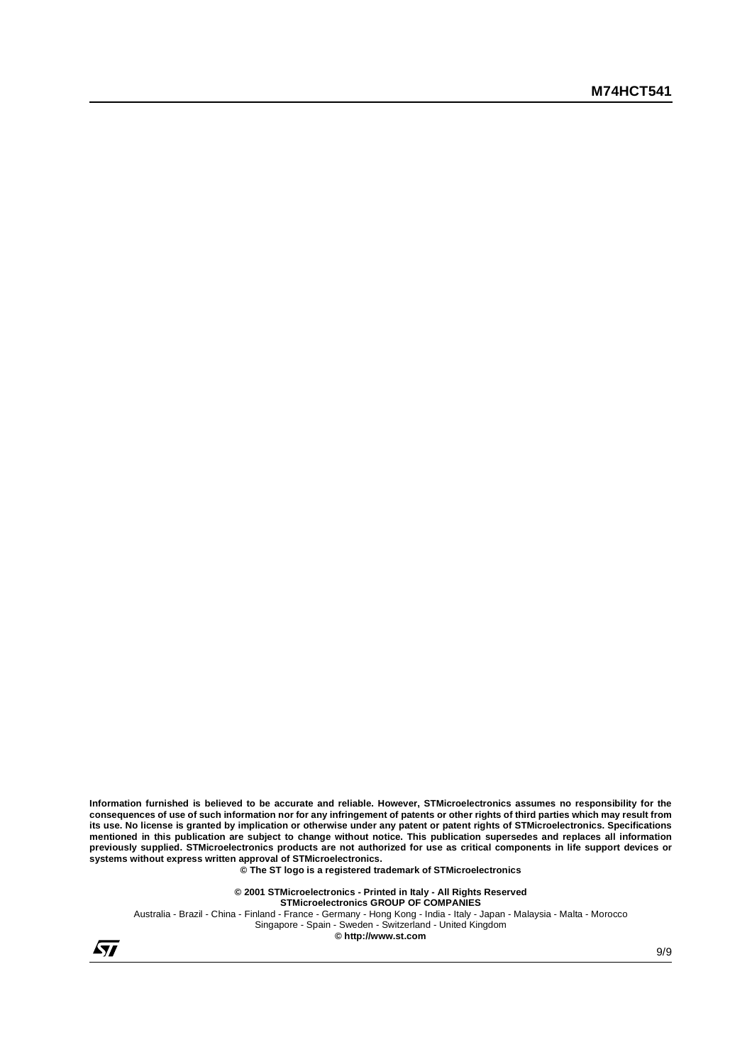**Information furnished is believed to be accurate and reliable. However, STMicroelectronics assumes no responsibility for the consequences of use of such information nor for any infringement of patents or other rights of third parties which may result from its use. No license is granted by implication or otherwise under any patent or patent rights of STMicroelectronics. Specifications mentioned in this publication are subject to change without notice. This publication supersedes and replaces all information previously supplied. STMicroelectronics products are not authorized for use as critical components in life support devices or systems without express written approval of STMicroelectronics.**

**© The ST logo is a registered trademark of STMicroelectronics**

**© 2001 STMicroelectronics - Printed in Italy - All Rights Reserved**
**STMicroelectronics GROUP OF COMPANIES**

Australia - Brazil - China - Finland - France - Germany - Hong Kong - India - Italy - Japan - Malaysia - Malta - Morocco
Singapore - Spain - Sweden - Switzerland - United Kingdom

**© http://www.st.com**